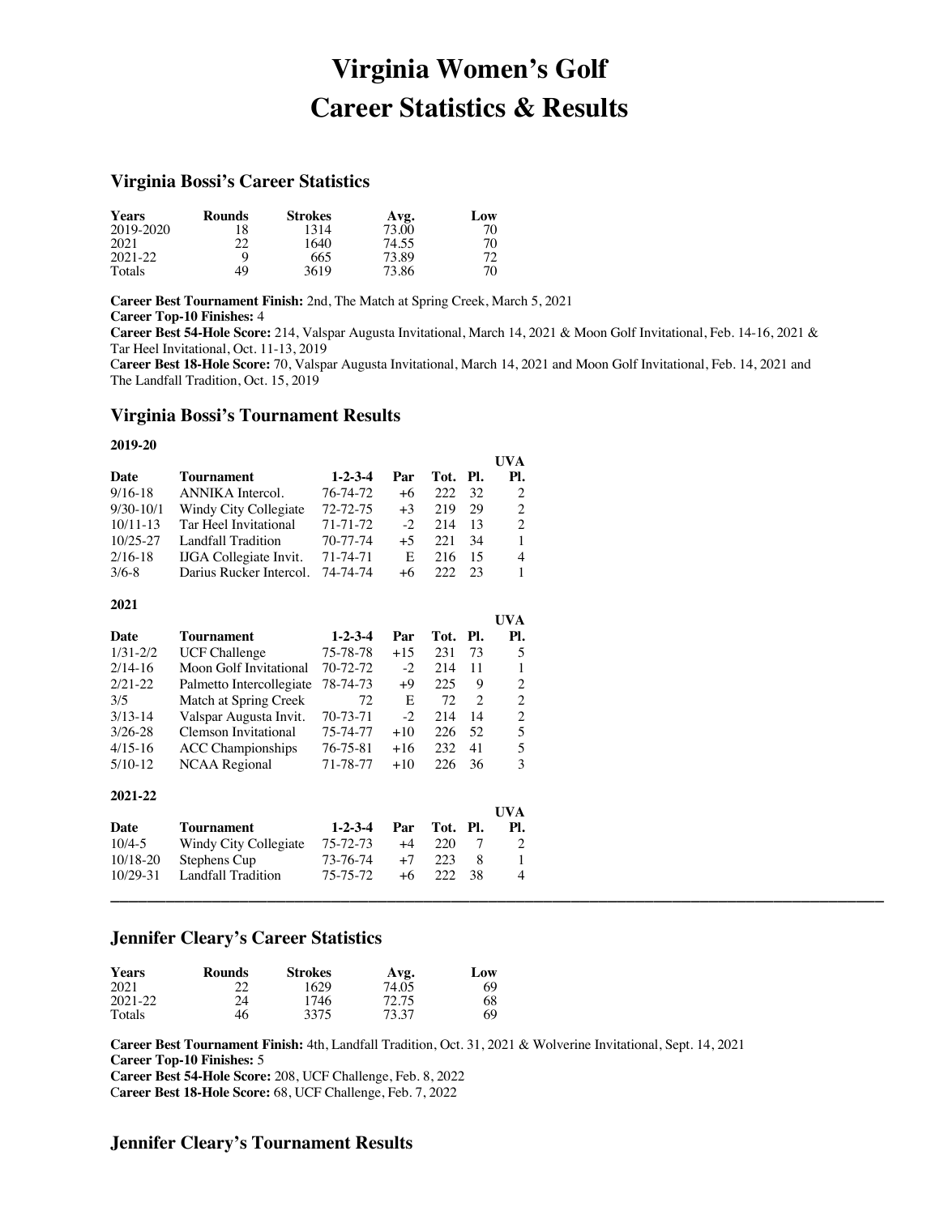# Virginia Women's Golf
# Career Statistics & Results

## Virginia Bossi's Career Statistics

| Years | Rounds | Strokes | Avg. | Low |
|---|---|---|---|---|
| 2019-2020 | 18 | 1314 | 73.00 | 70 |
| 2021 | 22 | 1640 | 74.55 | 70 |
| 2021-22 | 9 | 665 | 73.89 | 72 |
| Totals | 49 | 3619 | 73.86 | 70 |

**Career Best Tournament Finish:** 2nd, The Match at Spring Creek, March 5, 2021
**Career Top-10 Finishes:** 4
**Career Best 54-Hole Score:** 214, Valspar Augusta Invitational, March 14, 2021 & Moon Golf Invitational, Feb. 14-16, 2021 & Tar Heel Invitational, Oct. 11-13, 2019
**Career Best 18-Hole Score:** 70, Valspar Augusta Invitational, March 14, 2021 and Moon Golf Invitational, Feb. 14, 2021 and The Landfall Tradition, Oct. 15, 2019

## Virginia Bossi's Tournament Results

**2019-20**

| Date | Tournament | 1-2-3-4 | Par | Tot. | Pl. | UVA Pl. |
|---|---|---|---|---|---|---|
| 9/16-18 | ANNIKA Intercol. | 76-74-72 | +6 | 222 | 32 | 2 |
| 9/30-10/1 | Windy City Collegiate | 72-72-75 | +3 | 219 | 29 | 2 |
| 10/11-13 | Tar Heel Invitational | 71-71-72 | -2 | 214 | 13 | 2 |
| 10/25-27 | Landfall Tradition | 70-77-74 | +5 | 221 | 34 | 1 |
| 2/16-18 | IJGA Collegiate Invit. | 71-74-71 | E | 216 | 15 | 4 |
| 3/6-8 | Darius Rucker Intercol. | 74-74-74 | +6 | 222 | 23 | 1 |

**2021**

| Date | Tournament | 1-2-3-4 | Par | Tot. | Pl. | UVA Pl. |
|---|---|---|---|---|---|---|
| 1/31-2/2 | UCF Challenge | 75-78-78 | +15 | 231 | 73 | 5 |
| 2/14-16 | Moon Golf Invitational | 70-72-72 | -2 | 214 | 11 | 1 |
| 2/21-22 | Palmetto Intercollegiate | 78-74-73 | +9 | 225 | 9 | 2 |
| 3/5 | Match at Spring Creek | 72 | E | 72 | 2 | 2 |
| 3/13-14 | Valspar Augusta Invit. | 70-73-71 | -2 | 214 | 14 | 2 |
| 3/26-28 | Clemson Invitational | 75-74-77 | +10 | 226 | 52 | 5 |
| 4/15-16 | ACC Championships | 76-75-81 | +16 | 232 | 41 | 5 |
| 5/10-12 | NCAA Regional | 71-78-77 | +10 | 226 | 36 | 3 |

**2021-22**

| Date | Tournament | 1-2-3-4 | Par | Tot. | Pl. | UVA Pl. |
|---|---|---|---|---|---|---|
| 10/4-5 | Windy City Collegiate | 75-72-73 | +4 | 220 | 7 | 2 |
| 10/18-20 | Stephens Cup | 73-76-74 | +7 | 223 | 8 | 1 |
| 10/29-31 | Landfall Tradition | 75-75-72 | +6 | 222 | 38 | 4 |

---

## Jennifer Cleary's Career Statistics

| Years | Rounds | Strokes | Avg. | Low |
|---|---|---|---|---|
| 2021 | 22 | 1629 | 74.05 | 69 |
| 2021-22 | 24 | 1746 | 72.75 | 68 |
| Totals | 46 | 3375 | 73.37 | 69 |

**Career Best Tournament Finish:** 4th, Landfall Tradition, Oct. 31, 2021 & Wolverine Invitational, Sept. 14, 2021
**Career Top-10 Finishes:** 5
**Career Best 54-Hole Score:** 208, UCF Challenge, Feb. 8, 2022
**Career Best 18-Hole Score:** 68, UCF Challenge, Feb. 7, 2022

## Jennifer Cleary's Tournament Results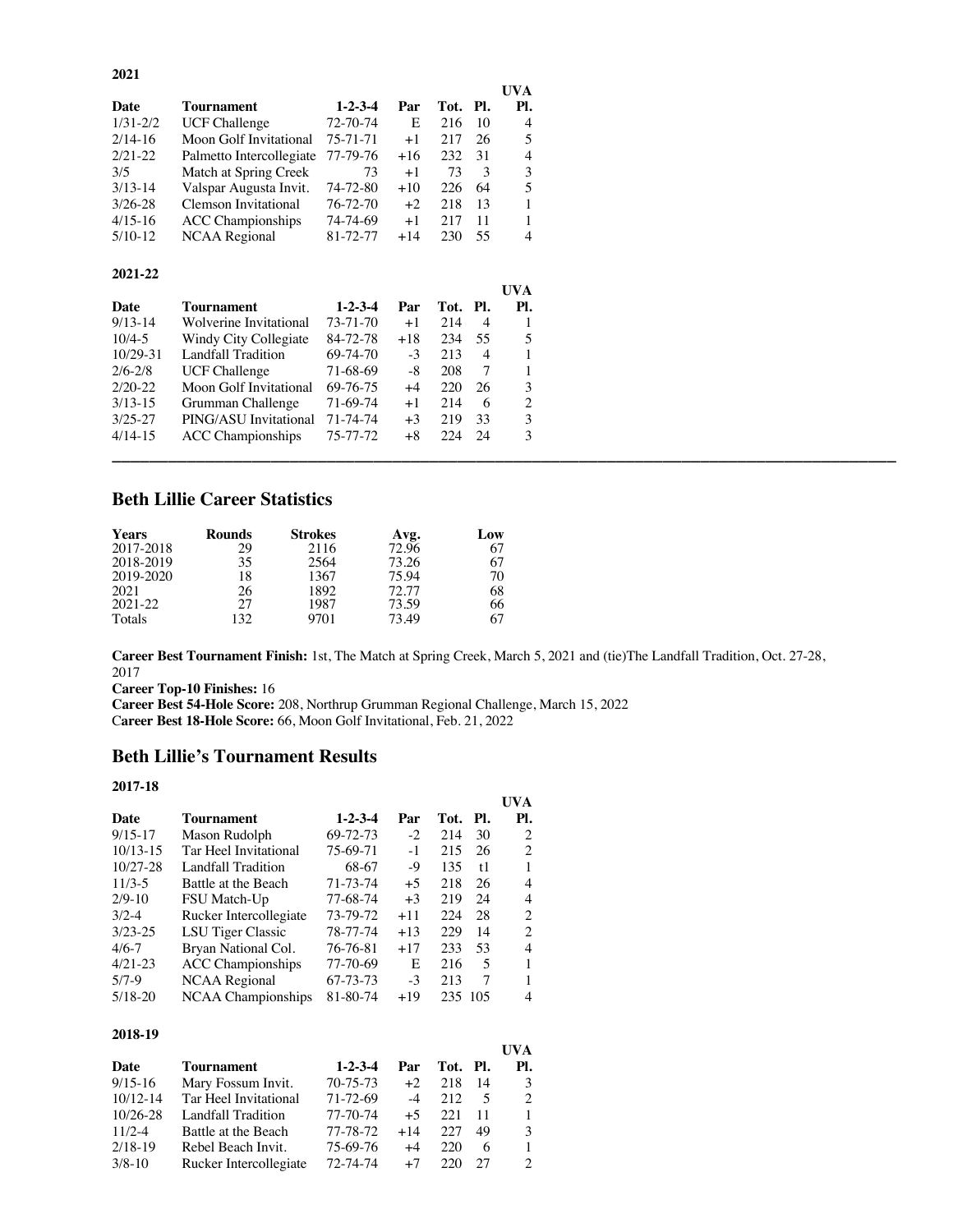**2021**

| Date | Tournament | 1-2-3-4 | Par | Tot. | Pl. | UVA Pl. |
|---|---|---|---|---|---|---|
| 1/31-2/2 | UCF Challenge | 72-70-74 | E | 216 | 10 | 4 |
| 2/14-16 | Moon Golf Invitational | 75-71-71 | +1 | 217 | 26 | 5 |
| 2/21-22 | Palmetto Intercollegiate | 77-79-76 | +16 | 232 | 31 | 4 |
| 3/5 | Match at Spring Creek | 73 | +1 | 73 | 3 | 3 |
| 3/13-14 | Valspar Augusta Invit. | 74-72-80 | +10 | 226 | 64 | 5 |
| 3/26-28 | Clemson Invitational | 76-72-70 | +2 | 218 | 13 | 1 |
| 4/15-16 | ACC Championships | 74-74-69 | +1 | 217 | 11 | 1 |
| 5/10-12 | NCAA Regional | 81-72-77 | +14 | 230 | 55 | 4 |

**2021-22**

| Date | Tournament | 1-2-3-4 | Par | Tot. | Pl. | UVA Pl. |
|---|---|---|---|---|---|---|
| 9/13-14 | Wolverine Invitational | 73-71-70 | +1 | 214 | 4 | 1 |
| 10/4-5 | Windy City Collegiate | 84-72-78 | +18 | 234 | 55 | 5 |
| 10/29-31 | Landfall Tradition | 69-74-70 | -3 | 213 | 4 | 1 |
| 2/6-2/8 | UCF Challenge | 71-68-69 | -8 | 208 | 7 | 1 |
| 2/20-22 | Moon Golf Invitational | 69-76-75 | +4 | 220 | 26 | 3 |
| 3/13-15 | Grumman Challenge | 71-69-74 | +1 | 214 | 6 | 2 |
| 3/25-27 | PING/ASU Invitational | 71-74-74 | +3 | 219 | 33 | 3 |
| 4/14-15 | ACC Championships | 75-77-72 | +8 | 224 | 24 | 3 |

---

## Beth Lillie Career Statistics

| Years | Rounds | Strokes | Avg. | Low |
|---|---|---|---|---|
| 2017-2018 | 29 | 2116 | 72.96 | 67 |
| 2018-2019 | 35 | 2564 | 73.26 | 67 |
| 2019-2020 | 18 | 1367 | 75.94 | 70 |
| 2021 | 26 | 1892 | 72.77 | 68 |
| 2021-22 | 27 | 1987 | 73.59 | 66 |
| Totals | 132 | 9701 | 73.49 | 67 |

**Career Best Tournament Finish:** 1st, The Match at Spring Creek, March 5, 2021 and (tie)The Landfall Tradition, Oct. 27-28, 2017
**Career Top-10 Finishes:** 16
**Career Best 54-Hole Score:** 208, Northrup Grumman Regional Challenge, March 15, 2022
**Career Best 18-Hole Score:** 66, Moon Golf Invitational, Feb. 21, 2022

## Beth Lillie's Tournament Results

**2017-18**

| Date | Tournament | 1-2-3-4 | Par | Tot. | Pl. | UVA Pl. |
|---|---|---|---|---|---|---|
| 9/15-17 | Mason Rudolph | 69-72-73 | -2 | 214 | 30 | 2 |
| 10/13-15 | Tar Heel Invitational | 75-69-71 | -1 | 215 | 26 | 2 |
| 10/27-28 | Landfall Tradition | 68-67 | -9 | 135 | t1 | 1 |
| 11/3-5 | Battle at the Beach | 71-73-74 | +5 | 218 | 26 | 4 |
| 2/9-10 | FSU Match-Up | 77-68-74 | +3 | 219 | 24 | 4 |
| 3/2-4 | Rucker Intercollegiate | 73-79-72 | +11 | 224 | 28 | 2 |
| 3/23-25 | LSU Tiger Classic | 78-77-74 | +13 | 229 | 14 | 2 |
| 4/6-7 | Bryan National Col. | 76-76-81 | +17 | 233 | 53 | 4 |
| 4/21-23 | ACC Championships | 77-70-69 | E | 216 | 5 | 1 |
| 5/7-9 | NCAA Regional | 67-73-73 | -3 | 213 | 7 | 1 |
| 5/18-20 | NCAA Championships | 81-80-74 | +19 | 235 | 105 | 4 |

**2018-19**

| Date | Tournament | 1-2-3-4 | Par | Tot. | Pl. | UVA Pl. |
|---|---|---|---|---|---|---|
| 9/15-16 | Mary Fossum Invit. | 70-75-73 | +2 | 218 | 14 | 3 |
| 10/12-14 | Tar Heel Invitational | 71-72-69 | -4 | 212 | 5 | 2 |
| 10/26-28 | Landfall Tradition | 77-70-74 | +5 | 221 | 11 | 1 |
| 11/2-4 | Battle at the Beach | 77-78-72 | +14 | 227 | 49 | 3 |
| 2/18-19 | Rebel Beach Invit. | 75-69-76 | +4 | 220 | 6 | 1 |
| 3/8-10 | Rucker Intercollegiate | 72-74-74 | +7 | 220 | 27 | 2 |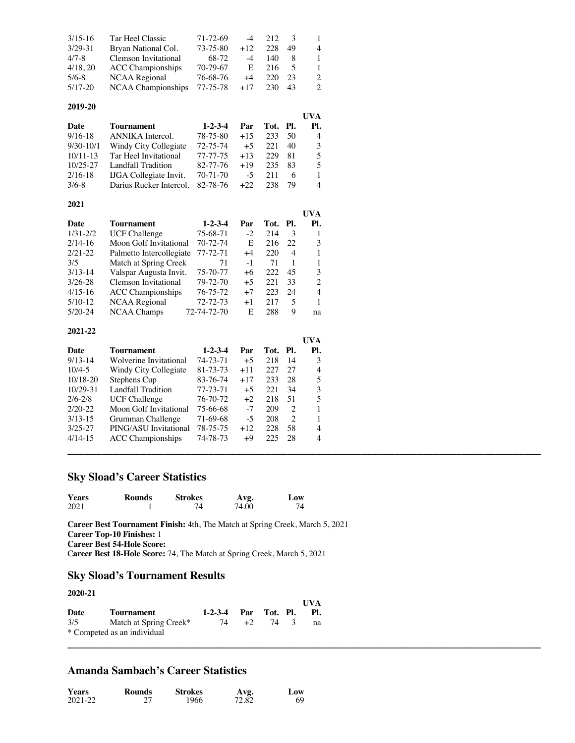| Date | Tournament | 1-2-3-4 | Par | Tot. | Pl. | UVA Pl. |
|---|---|---|---|---|---|---|
| 3/15-16 | Tar Heel Classic | 71-72-69 | -4 | 212 | 3 | 1 |
| 3/29-31 | Bryan National Col. | 73-75-80 | +12 | 228 | 49 | 4 |
| 4/7-8 | Clemson Invitational | 68-72 | -4 | 140 | 8 | 1 |
| 4/18, 20 | ACC Championships | 70-79-67 | E | 216 | 5 | 1 |
| 5/6-8 | NCAA Regional | 76-68-76 | +4 | 220 | 23 | 2 |
| 5/17-20 | NCAA Championships | 77-75-78 | +17 | 230 | 43 | 2 |

**2019-20**

| Date | Tournament | 1-2-3-4 | Par | Tot. | Pl. | UVA Pl. |
|---|---|---|---|---|---|---|
| 9/16-18 | ANNIKA Intercol. | 78-75-80 | +15 | 233 | 50 | 4 |
| 9/30-10/1 | Windy City Collegiate | 72-75-74 | +5 | 221 | 40 | 3 |
| 10/11-13 | Tar Heel Invitational | 77-77-75 | +13 | 229 | 81 | 5 |
| 10/25-27 | Landfall Tradition | 82-77-76 | +19 | 235 | 83 | 5 |
| 2/16-18 | IJGA Collegiate Invit. | 70-71-70 | -5 | 211 | 6 | 1 |
| 3/6-8 | Darius Rucker Intercol. | 82-78-76 | +22 | 238 | 79 | 4 |

**2021**

| Date | Tournament | 1-2-3-4 | Par | Tot. | Pl. | UVA Pl. |
|---|---|---|---|---|---|---|
| 1/31-2/2 | UCF Challenge | 75-68-71 | -2 | 214 | 3 | 1 |
| 2/14-16 | Moon Golf Invitational | 70-72-74 | E | 216 | 22 | 3 |
| 2/21-22 | Palmetto Intercollegiate | 77-72-71 | +4 | 220 | 4 | 1 |
| 3/5 | Match at Spring Creek | 71 | -1 | 71 | 1 | 1 |
| 3/13-14 | Valspar Augusta Invit. | 75-70-77 | +6 | 222 | 45 | 3 |
| 3/26-28 | Clemson Invitational | 79-72-70 | +5 | 221 | 33 | 2 |
| 4/15-16 | ACC Championships | 76-75-72 | +7 | 223 | 24 | 4 |
| 5/10-12 | NCAA Regional | 72-72-73 | +1 | 217 | 5 | 1 |
| 5/20-24 | NCAA Champs | 72-74-72-70 | E | 288 | 9 | na |

**2021-22**

| Date | Tournament | 1-2-3-4 | Par | Tot. | Pl. | UVA Pl. |
|---|---|---|---|---|---|---|
| 9/13-14 | Wolverine Invitational | 74-73-71 | +5 | 218 | 14 | 3 |
| 10/4-5 | Windy City Collegiate | 81-73-73 | +11 | 227 | 27 | 4 |
| 10/18-20 | Stephens Cup | 83-76-74 | +17 | 233 | 28 | 5 |
| 10/29-31 | Landfall Tradition | 77-73-71 | +5 | 221 | 34 | 3 |
| 2/6-2/8 | UCF Challenge | 76-70-72 | +2 | 218 | 51 | 5 |
| 2/20-22 | Moon Golf Invitational | 75-66-68 | -7 | 209 | 2 | 1 |
| 3/13-15 | Grumman Challenge | 71-69-68 | -5 | 208 | 2 | 1 |
| 3/25-27 | PING/ASU Invitational | 78-75-75 | +12 | 228 | 58 | 4 |
| 4/14-15 | ACC Championships | 74-78-73 | +9 | 225 | 28 | 4 |

---

## Sky Sload's Career Statistics

| Years | Rounds | Strokes | Avg. | Low |
|---|---|---|---|---|
| 2021 | 1 | 74 | 74.00 | 74 |

**Career Best Tournament Finish:** 4th, The Match at Spring Creek, March 5, 2021
**Career Top-10 Finishes:** 1
**Career Best 54-Hole Score:**
**Career Best 18-Hole Score:** 74, The Match at Spring Creek, March 5, 2021

## Sky Sload's Tournament Results

**2020-21**

| Date | Tournament | 1-2-3-4 | Par | Tot. | Pl. | UVA Pl. |
|---|---|---|---|---|---|---|
| 3/5 | Match at Spring Creek* | 74 | +2 | 74 | 3 | na |

\* Competed as an individual

---

## Amanda Sambach's Career Statistics

| Years | Rounds | Strokes | Avg. | Low |
|---|---|---|---|---|
| 2021-22 | 27 | 1966 | 72.82 | 69 |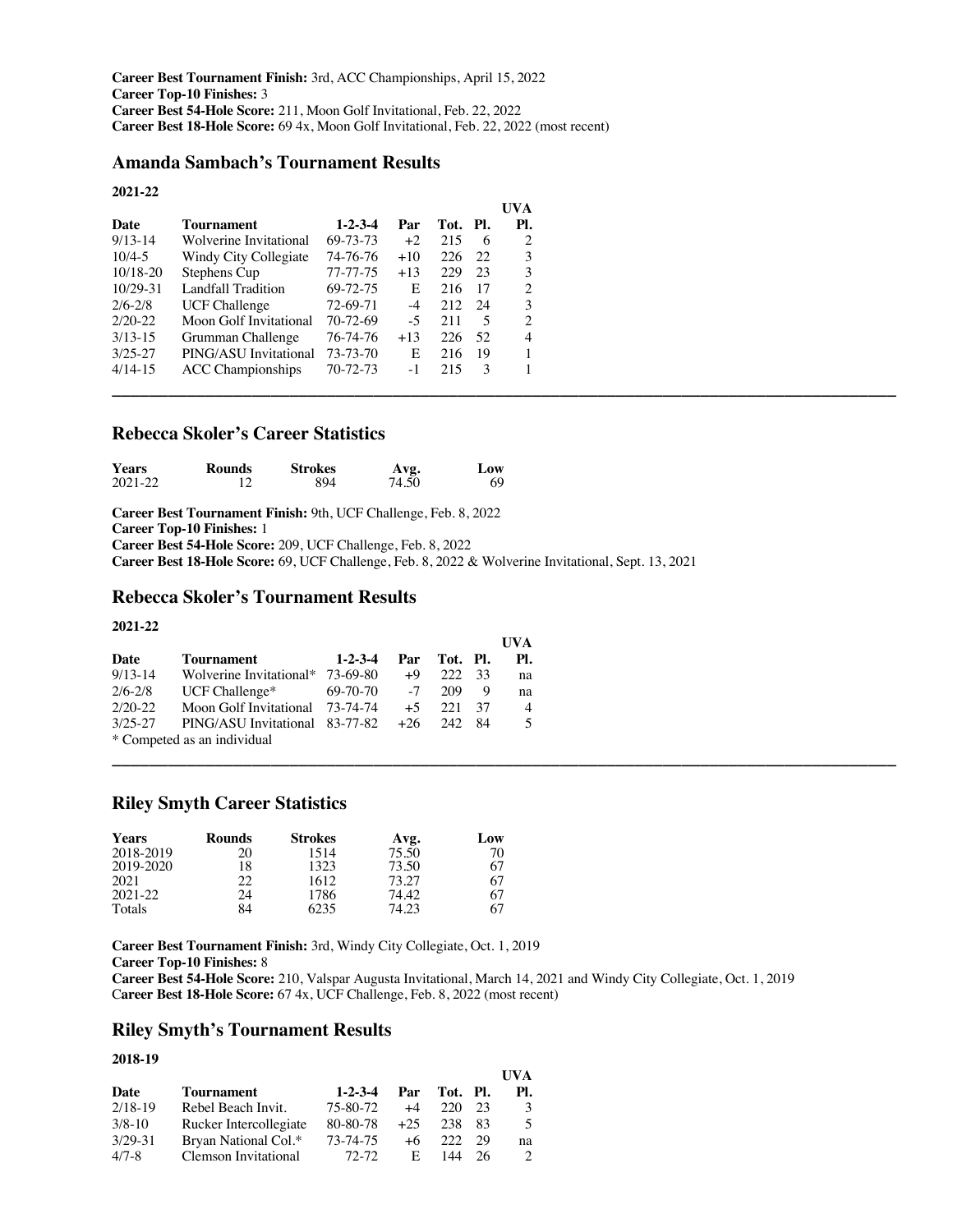**Career Best Tournament Finish:** 3rd, ACC Championships, April 15, 2022
**Career Top-10 Finishes:** 3
**Career Best 54-Hole Score:** 211, Moon Golf Invitational, Feb. 22, 2022
**Career Best 18-Hole Score:** 69 4x, Moon Golf Invitational, Feb. 22, 2022 (most recent)

## Amanda Sambach's Tournament Results

**2021-22**

| Date | Tournament | 1-2-3-4 | Par | Tot. | Pl. | UVA Pl. |
|---|---|---|---|---|---|---|
| 9/13-14 | Wolverine Invitational | 69-73-73 | +2 | 215 | 6 | 2 |
| 10/4-5 | Windy City Collegiate | 74-76-76 | +10 | 226 | 22 | 3 |
| 10/18-20 | Stephens Cup | 77-77-75 | +13 | 229 | 23 | 3 |
| 10/29-31 | Landfall Tradition | 69-72-75 | E | 216 | 17 | 2 |
| 2/6-2/8 | UCF Challenge | 72-69-71 | -4 | 212 | 24 | 3 |
| 2/20-22 | Moon Golf Invitational | 70-72-69 | -5 | 211 | 5 | 2 |
| 3/13-15 | Grumman Challenge | 76-74-76 | +13 | 226 | 52 | 4 |
| 3/25-27 | PING/ASU Invitational | 73-73-70 | E | 216 | 19 | 1 |
| 4/14-15 | ACC Championships | 70-72-73 | -1 | 215 | 3 | 1 |

---

## Rebecca Skoler's Career Statistics

| Years | Rounds | Strokes | Avg. | Low |
|---|---|---|---|---|
| 2021-22 | 12 | 894 | 74.50 | 69 |

**Career Best Tournament Finish:** 9th, UCF Challenge, Feb. 8, 2022
**Career Top-10 Finishes:** 1
**Career Best 54-Hole Score:** 209, UCF Challenge, Feb. 8, 2022
**Career Best 18-Hole Score:** 69, UCF Challenge, Feb. 8, 2022 & Wolverine Invitational, Sept. 13, 2021

## Rebecca Skoler's Tournament Results

**2021-22**

| Date | Tournament | 1-2-3-4 | Par | Tot. | Pl. | UVA Pl. |
|---|---|---|---|---|---|---|
| 9/13-14 | Wolverine Invitational* | 73-69-80 | +9 | 222 | 33 | na |
| 2/6-2/8 | UCF Challenge* | 69-70-70 | -7 | 209 | 9 | na |
| 2/20-22 | Moon Golf Invitational | 73-74-74 | +5 | 221 | 37 | 4 |
| 3/25-27 | PING/ASU Invitational | 83-77-82 | +26 | 242 | 84 | 5 |

\* Competed as an individual

---

## Riley Smyth Career Statistics

| Years | Rounds | Strokes | Avg. | Low |
|---|---|---|---|---|
| 2018-2019 | 20 | 1514 | 75.50 | 70 |
| 2019-2020 | 18 | 1323 | 73.50 | 67 |
| 2021 | 22 | 1612 | 73.27 | 67 |
| 2021-22 | 24 | 1786 | 74.42 | 67 |
| Totals | 84 | 6235 | 74.23 | 67 |

**Career Best Tournament Finish:** 3rd, Windy City Collegiate, Oct. 1, 2019
**Career Top-10 Finishes:** 8
**Career Best 54-Hole Score:** 210, Valspar Augusta Invitational, March 14, 2021 and Windy City Collegiate, Oct. 1, 2019
**Career Best 18-Hole Score:** 67 4x, UCF Challenge, Feb. 8, 2022 (most recent)

## Riley Smyth's Tournament Results

**2018-19**

| Date | Tournament | 1-2-3-4 | Par | Tot. | Pl. | UVA Pl. |
|---|---|---|---|---|---|---|
| 2/18-19 | Rebel Beach Invit. | 75-80-72 | +4 | 220 | 23 | 3 |
| 3/8-10 | Rucker Intercollegiate | 80-80-78 | +25 | 238 | 83 | 5 |
| 3/29-31 | Bryan National Col.* | 73-74-75 | +6 | 222 | 29 | na |
| 4/7-8 | Clemson Invitational | 72-72 | E | 144 | 26 | 2 |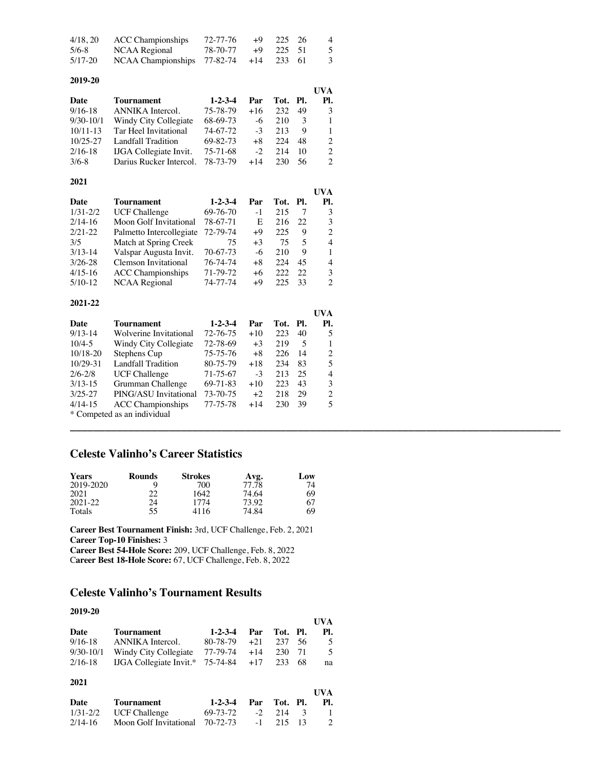| Date | Tournament | 1-2-3-4 | Par | Tot. | Pl. | UVA Pl. |
|---|---|---|---|---|---|---|
| 4/18, 20 | ACC Championships | 72-77-76 | +9 | 225 | 26 | 4 |
| 5/6-8 | NCAA Regional | 78-70-77 | +9 | 225 | 51 | 5 |
| 5/17-20 | NCAA Championships | 77-82-74 | +14 | 233 | 61 | 3 |

**2019-20**

| Date | Tournament | 1-2-3-4 | Par | Tot. | Pl. | UVA Pl. |
|---|---|---|---|---|---|---|
| 9/16-18 | ANNIKA Intercol. | 75-78-79 | +16 | 232 | 49 | 3 |
| 9/30-10/1 | Windy City Collegiate | 68-69-73 | -6 | 210 | 3 | 1 |
| 10/11-13 | Tar Heel Invitational | 74-67-72 | -3 | 213 | 9 | 1 |
| 10/25-27 | Landfall Tradition | 69-82-73 | +8 | 224 | 48 | 2 |
| 2/16-18 | IJGA Collegiate Invit. | 75-71-68 | -2 | 214 | 10 | 2 |
| 3/6-8 | Darius Rucker Intercol. | 78-73-79 | +14 | 230 | 56 | 2 |

**2021**

| Date | Tournament | 1-2-3-4 | Par | Tot. | Pl. | UVA Pl. |
|---|---|---|---|---|---|---|
| 1/31-2/2 | UCF Challenge | 69-76-70 | -1 | 215 | 7 | 3 |
| 2/14-16 | Moon Golf Invitational | 78-67-71 | E | 216 | 22 | 3 |
| 2/21-22 | Palmetto Intercollegiate | 72-79-74 | +9 | 225 | 9 | 2 |
| 3/5 | Match at Spring Creek | 75 | +3 | 75 | 5 | 4 |
| 3/13-14 | Valspar Augusta Invit. | 70-67-73 | -6 | 210 | 9 | 1 |
| 3/26-28 | Clemson Invitational | 76-74-74 | +8 | 224 | 45 | 4 |
| 4/15-16 | ACC Championships | 71-79-72 | +6 | 222 | 22 | 3 |
| 5/10-12 | NCAA Regional | 74-77-74 | +9 | 225 | 33 | 2 |

**2021-22**

| Date | Tournament | 1-2-3-4 | Par | Tot. | Pl. | UVA Pl. |
|---|---|---|---|---|---|---|
| 9/13-14 | Wolverine Invitational | 72-76-75 | +10 | 223 | 40 | 5 |
| 10/4-5 | Windy City Collegiate | 72-78-69 | +3 | 219 | 5 | 1 |
| 10/18-20 | Stephens Cup | 75-75-76 | +8 | 226 | 14 | 2 |
| 10/29-31 | Landfall Tradition | 80-75-79 | +18 | 234 | 83 | 5 |
| 2/6-2/8 | UCF Challenge | 71-75-67 | -3 | 213 | 25 | 4 |
| 3/13-15 | Grumman Challenge | 69-71-83 | +10 | 223 | 43 | 3 |
| 3/25-27 | PING/ASU Invitational | 73-70-75 | +2 | 218 | 29 | 2 |
| 4/14-15 | ACC Championships | 77-75-78 | +14 | 230 | 39 | 5 |

* Competed as an individual

---

## Celeste Valinho's Career Statistics

| Years | Rounds | Strokes | Avg. | Low |
|---|---|---|---|---|
| 2019-2020 | 9 | 700 | 77.78 | 74 |
| 2021 | 22 | 1642 | 74.64 | 69 |
| 2021-22 | 24 | 1774 | 73.92 | 67 |
| Totals | 55 | 4116 | 74.84 | 69 |

**Career Best Tournament Finish:** 3rd, UCF Challenge, Feb. 2, 2021
**Career Top-10 Finishes:** 3
**Career Best 54-Hole Score:** 209, UCF Challenge, Feb. 8, 2022
**Career Best 18-Hole Score:** 67, UCF Challenge, Feb. 8, 2022

## Celeste Valinho's Tournament Results

**2019-20**

| Date | Tournament | 1-2-3-4 | Par | Tot. | Pl. | UVA Pl. |
|---|---|---|---|---|---|---|
| 9/16-18 | ANNIKA Intercol. | 80-78-79 | +21 | 237 | 56 | 5 |
| 9/30-10/1 | Windy City Collegiate | 77-79-74 | +14 | 230 | 71 | 5 |
| 2/16-18 | IJGA Collegiate Invit.* | 75-74-84 | +17 | 233 | 68 | na |

**2021**

| Date | Tournament | 1-2-3-4 | Par | Tot. | Pl. | UVA Pl. |
|---|---|---|---|---|---|---|
| 1/31-2/2 | UCF Challenge | 69-73-72 | -2 | 214 | 3 | 1 |
| 2/14-16 | Moon Golf Invitational | 70-72-73 | -1 | 215 | 13 | 2 |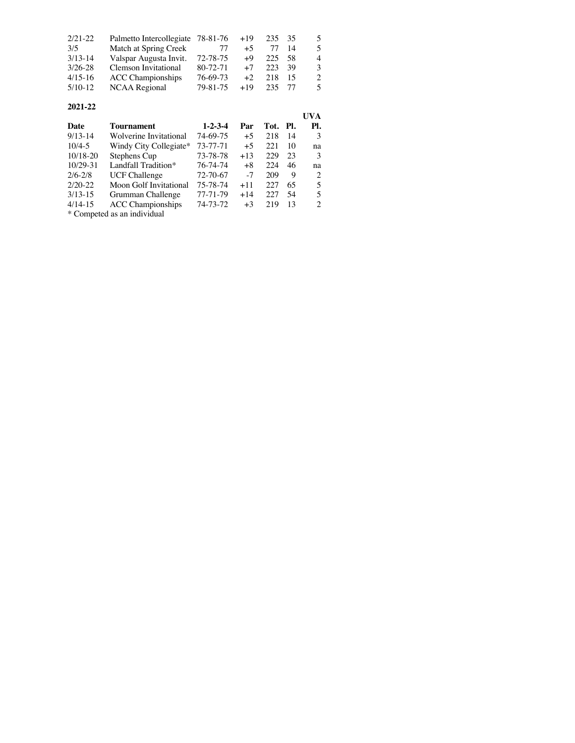| | | | | | | |
|---|---|---|---|---|---|---|
| 2/21-22 | Palmetto Intercollegiate | 78-81-76 | +19 | 235 | 35 | 5 |
| 3/5 | Match at Spring Creek | 77 | +5 | 77 | 14 | 5 |
| 3/13-14 | Valspar Augusta Invit. | 72-78-75 | +9 | 225 | 58 | 4 |
| 3/26-28 | Clemson Invitational | 80-72-71 | +7 | 223 | 39 | 3 |
| 4/15-16 | ACC Championships | 76-69-73 | +2 | 218 | 15 | 2 |
| 5/10-12 | NCAA Regional | 79-81-75 | +19 | 235 | 77 | 5 |

**2021-22**

| Date | Tournament | 1-2-3-4 | Par | Tot. | Pl. | UVA Pl. |
|---|---|---|---|---|---|---|
| 9/13-14 | Wolverine Invitational | 74-69-75 | +5 | 218 | 14 | 3 |
| 10/4-5 | Windy City Collegiate* | 73-77-71 | +5 | 221 | 10 | na |
| 10/18-20 | Stephens Cup | 73-78-78 | +13 | 229 | 23 | 3 |
| 10/29-31 | Landfall Tradition* | 76-74-74 | +8 | 224 | 46 | na |
| 2/6-2/8 | UCF Challenge | 72-70-67 | -7 | 209 | 9 | 2 |
| 2/20-22 | Moon Golf Invitational | 75-78-74 | +11 | 227 | 65 | 5 |
| 3/13-15 | Grumman Challenge | 77-71-79 | +14 | 227 | 54 | 5 |
| 4/14-15 | ACC Championships | 74-73-72 | +3 | 219 | 13 | 2 |

* Competed as an individual